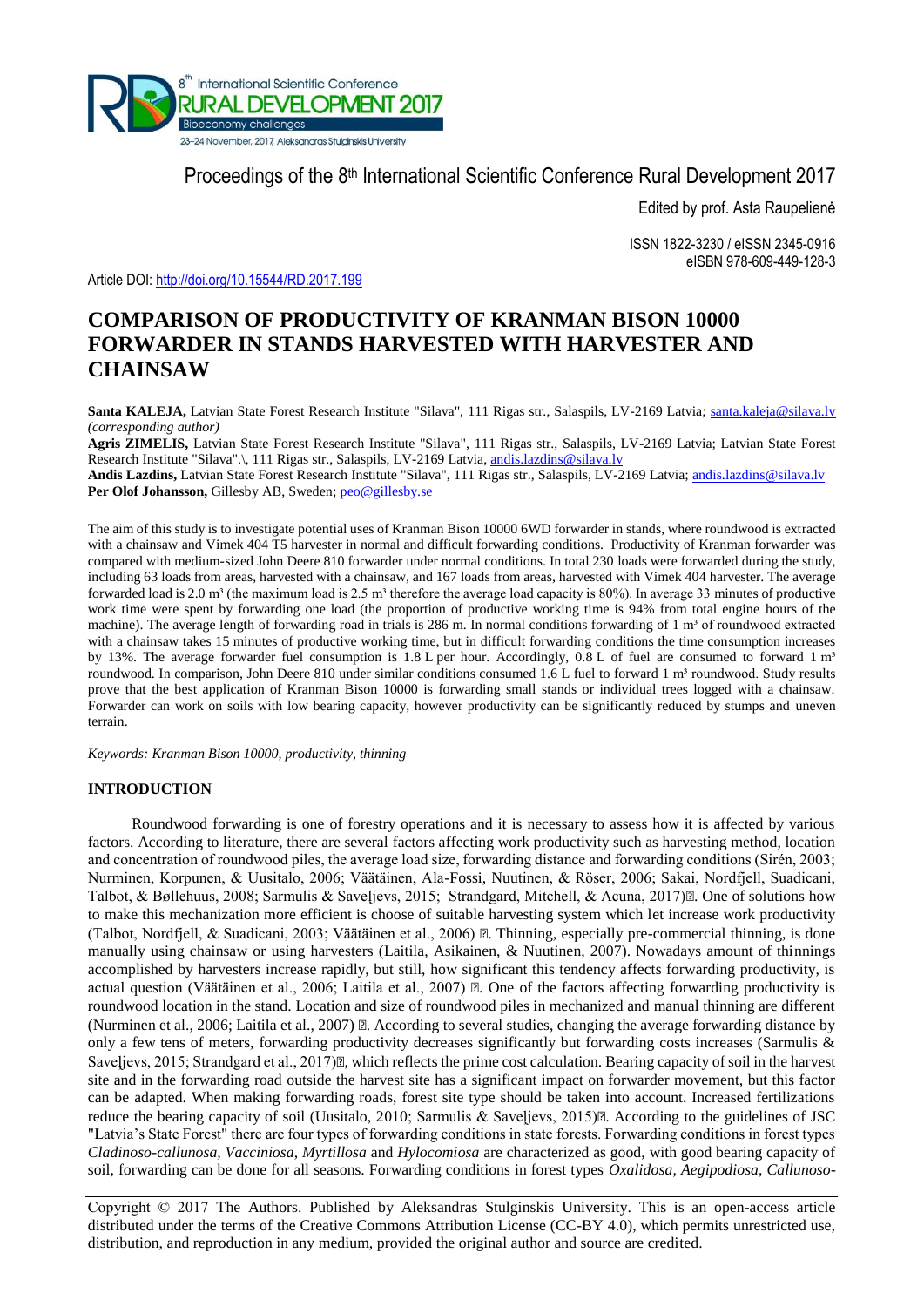Proceedings of the 8th International Scientific Conference Rural Development 2017

Edited by prof. Asta Raupelienė

ISSN 1822-3230 / eISSN 2345-0916
eISBN 978-609-449-128-3

Article DOI: http://doi.org/10.15544/RD.2017.199

# COMPARISON OF PRODUCTIVITY OF KRANMAN BISON 10000 FORWARDER IN STANDS HARVESTED WITH HARVESTER AND CHAINSAW

**Santa KALEJA,** Latvian State Forest Research Institute "Silava", 111 Rigas str., Salaspils, LV-2169 Latvia; santa.kaleja@silava.lv *(corresponding author)*
**Agris ZIMELIS,** Latvian State Forest Research Institute "Silava", 111 Rigas str., Salaspils, LV-2169 Latvia; Latvian State Forest Research Institute "Silava".\, 111 Rigas str., Salaspils, LV-2169 Latvia, andis.lazdins@silava.lv
**Andis Lazdins,** Latvian State Forest Research Institute "Silava", 111 Rigas str., Salaspils, LV-2169 Latvia; andis.lazdins@silava.lv
**Per Olof Johansson,** Gillesby AB, Sweden; peo@gillesby.se

The aim of this study is to investigate potential uses of Kranman Bison 10000 6WD forwarder in stands, where roundwood is extracted with a chainsaw and Vimek 404 T5 harvester in normal and difficult forwarding conditions. Productivity of Kranman forwarder was compared with medium-sized John Deere 810 forwarder under normal conditions. In total 230 loads were forwarded during the study, including 63 loads from areas, harvested with a chainsaw, and 167 loads from areas, harvested with Vimek 404 harvester. The average forwarded load is 2.0 m³ (the maximum load is 2.5 m³ therefore the average load capacity is 80%). In average 33 minutes of productive work time were spent by forwarding one load (the proportion of productive working time is 94% from total engine hours of the machine). The average length of forwarding road in trials is 286 m. In normal conditions forwarding of 1 m³ of roundwood extracted with a chainsaw takes 15 minutes of productive working time, but in difficult forwarding conditions the time consumption increases by 13%. The average forwarder fuel consumption is 1.8 L per hour. Accordingly, 0.8 L of fuel are consumed to forward 1 m³ roundwood. In comparison, John Deere 810 under similar conditions consumed 1.6 L fuel to forward 1 m³ roundwood. Study results prove that the best application of Kranman Bison 10000 is forwarding small stands or individual trees logged with a chainsaw. Forwarder can work on soils with low bearing capacity, however productivity can be significantly reduced by stumps and uneven terrain.

*Keywords: Kranman Bison 10000, productivity, thinning*

## INTRODUCTION

Roundwood forwarding is one of forestry operations and it is necessary to assess how it is affected by various factors. According to literature, there are several factors affecting work productivity such as harvesting method, location and concentration of roundwood piles, the average load size, forwarding distance and forwarding conditions (Sirén, 2003; Nurminen, Korpunen, & Uusitalo, 2006; Väätäinen, Ala-Fossi, Nuutinen, & Röser, 2006; Sakai, Nordfjell, Suadicani, Talbot, & Bøllehuus, 2008; Sarmulis & Saveļjevs, 2015; Strandgard, Mitchell, & Acuna, 2017). One of solutions how to make this mechanization more efficient is choose of suitable harvesting system which let increase work productivity (Talbot, Nordfjell, & Suadicani, 2003; Väätäinen et al., 2006). Thinning, especially pre-commercial thinning, is done manually using chainsaw or using harvesters (Laitila, Asikainen, & Nuutinen, 2007). Nowadays amount of thinnings accomplished by harvesters increase rapidly, but still, how significant this tendency affects forwarding productivity, is actual question (Väätäinen et al., 2006; Laitila et al., 2007). One of the factors affecting forwarding productivity is roundwood location in the stand. Location and size of roundwood piles in mechanized and manual thinning are different (Nurminen et al., 2006; Laitila et al., 2007). According to several studies, changing the average forwarding distance by only a few tens of meters, forwarding productivity decreases significantly but forwarding costs increases (Sarmulis & Saveļjevs, 2015; Strandgard et al., 2017), which reflects the prime cost calculation. Bearing capacity of soil in the harvest site and in the forwarding road outside the harvest site has a significant impact on forwarder movement, but this factor can be adapted. When making forwarding roads, forest site type should be taken into account. Increased fertilizations reduce the bearing capacity of soil (Uusitalo, 2010; Sarmulis & Saveļjevs, 2015). According to the guidelines of JSC "Latvia's State Forest" there are four types of forwarding conditions in state forests. Forwarding conditions in forest types *Cladinoso-callunosa, Vacciniosa, Myrtillosa* and *Hylocomiosa* are characterized as good, with good bearing capacity of soil, forwarding can be done for all seasons. Forwarding conditions in forest types *Oxalidosa, Aegipodiosa, Callunoso-*

Copyright © 2017 The Authors. Published by Aleksandras Stulginskis University. This is an open-access article distributed under the terms of the Creative Commons Attribution License (CC-BY 4.0), which permits unrestricted use, distribution, and reproduction in any medium, provided the original author and source are credited.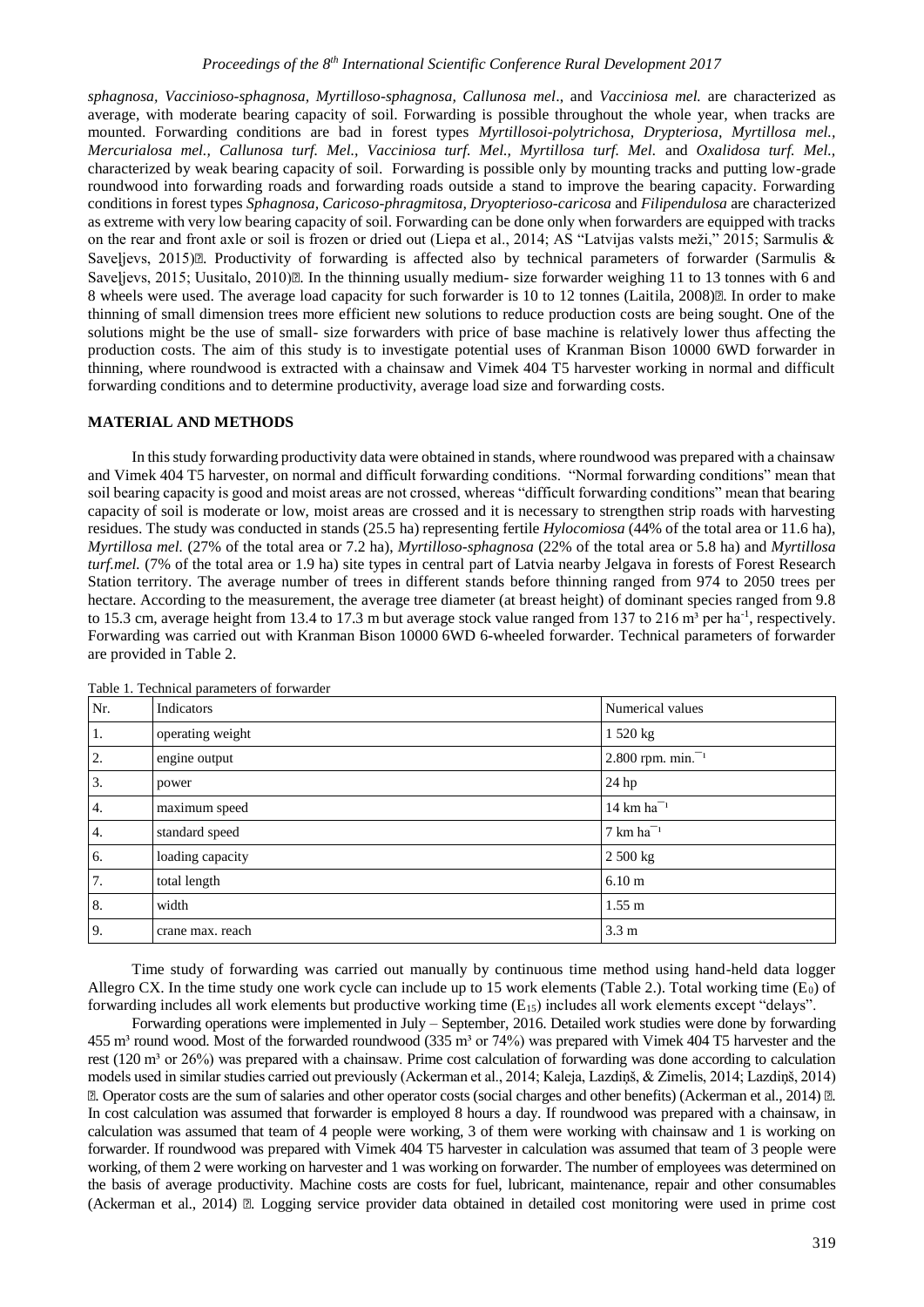*sphagnosa, Vaccinioso-sphagnosa, Myrtilloso-sphagnosa, Callunosa mel*., and *Vacciniosa mel.* are characterized as average, with moderate bearing capacity of soil. Forwarding is possible throughout the whole year, when tracks are mounted. Forwarding conditions are bad in forest types *Myrtillosoi-polytrichosa, Drypteriosa, Myrtillosa mel., Mercurialosa mel., Callunosa turf. Mel., Vacciniosa turf. Mel., Myrtillosa turf. Mel.* and *Oxalidosa turf. Mel.,* characterized by weak bearing capacity of soil. Forwarding is possible only by mounting tracks and putting low-grade roundwood into forwarding roads and forwarding roads outside a stand to improve the bearing capacity. Forwarding conditions in forest types *Sphagnosa, Caricoso-phragmitosa, Dryopterioso-caricosa* and *Filipendulosa* are characterized as extreme with very low bearing capacity of soil. Forwarding can be done only when forwarders are equipped with tracks on the rear and front axle or soil is frozen or dried out (Liepa et al., 2014; AS "Latvijas valsts meži," 2015; Sarmulis & Saveļjevs, 2015). Productivity of forwarding is affected also by technical parameters of forwarder (Sarmulis & Saveļjevs, 2015; Uusitalo, 2010). In the thinning usually medium- size forwarder weighing 11 to 13 tonnes with 6 and 8 wheels were used. The average load capacity for such forwarder is 10 to 12 tonnes (Laitila, 2008). In order to make thinning of small dimension trees more efficient new solutions to reduce production costs are being sought. One of the solutions might be the use of small- size forwarders with price of base machine is relatively lower thus affecting the production costs. The aim of this study is to investigate potential uses of Kranman Bison 10000 6WD forwarder in thinning, where roundwood is extracted with a chainsaw and Vimek 404 T5 harvester working in normal and difficult forwarding conditions and to determine productivity, average load size and forwarding costs.

## MATERIAL AND METHODS

In this study forwarding productivity data were obtained in stands, where roundwood was prepared with a chainsaw and Vimek 404 T5 harvester, on normal and difficult forwarding conditions. "Normal forwarding conditions" mean that soil bearing capacity is good and moist areas are not crossed, whereas "difficult forwarding conditions" mean that bearing capacity of soil is moderate or low, moist areas are crossed and it is necessary to strengthen strip roads with harvesting residues. The study was conducted in stands (25.5 ha) representing fertile *Hylocomiosa* (44% of the total area or 11.6 ha), *Myrtillosa mel.* (27% of the total area or 7.2 ha), *Myrtilloso-sphagnosa* (22% of the total area or 5.8 ha) and *Myrtillosa turf.mel.* (7% of the total area or 1.9 ha) site types in central part of Latvia nearby Jelgava in forests of Forest Research Station territory. The average number of trees in different stands before thinning ranged from 974 to 2050 trees per hectare. According to the measurement, the average tree diameter (at breast height) of dominant species ranged from 9.8 to 15.3 cm, average height from 13.4 to 17.3 m but average stock value ranged from 137 to 216 m³ per $ha^{-1}$, respectively. Forwarding was carried out with Kranman Bison 10000 6WD 6-wheeled forwarder. Technical parameters of forwarder are provided in Table 2.

Table 1. Technical parameters of forwarder

| Nr. | Indicators | Numerical values |
|---|---|---|
| 1. | operating weight | 1 520 kg |
| 2. | engine output | 2.800 rpm. $min.^{-1}$ |
| 3. | power | 24 hp |
| 4. | maximum speed | 14 km $ha^{-1}$ |
| 4. | standard speed | 7 km $ha^{-1}$ |
| 6. | loading capacity | 2 500 kg |
| 7. | total length | 6.10 m |
| 8. | width | 1.55 m |
| 9. | crane max. reach | 3.3 m |

Time study of forwarding was carried out manually by continuous time method using hand-held data logger Allegro CX. In the time study one work cycle can include up to 15 work elements (Table 2.). Total working time ($E_0$) of forwarding includes all work elements but productive working time ($E_{15}$) includes all work elements except "delays".

Forwarding operations were implemented in July – September, 2016. Detailed work studies were done by forwarding 455 m³ round wood. Most of the forwarded roundwood (335 m³ or 74%) was prepared with Vimek 404 T5 harvester and the rest (120 m³ or 26%) was prepared with a chainsaw. Prime cost calculation of forwarding was done according to calculation models used in similar studies carried out previously (Ackerman et al., 2014; Kaleja, Lazdiņš, & Zimelis, 2014; Lazdiņš, 2014). Operator costs are the sum of salaries and other operator costs (social charges and other benefits) (Ackerman et al., 2014). In cost calculation was assumed that forwarder is employed 8 hours a day. If roundwood was prepared with a chainsaw, in calculation was assumed that team of 4 people were working, 3 of them were working with chainsaw and 1 is working on forwarder. If roundwood was prepared with Vimek 404 T5 harvester in calculation was assumed that team of 3 people were working, of them 2 were working on harvester and 1 was working on forwarder. The number of employees was determined on the basis of average productivity. Machine costs are costs for fuel, lubricant, maintenance, repair and other consumables (Ackerman et al., 2014). Logging service provider data obtained in detailed cost monitoring were used in prime cost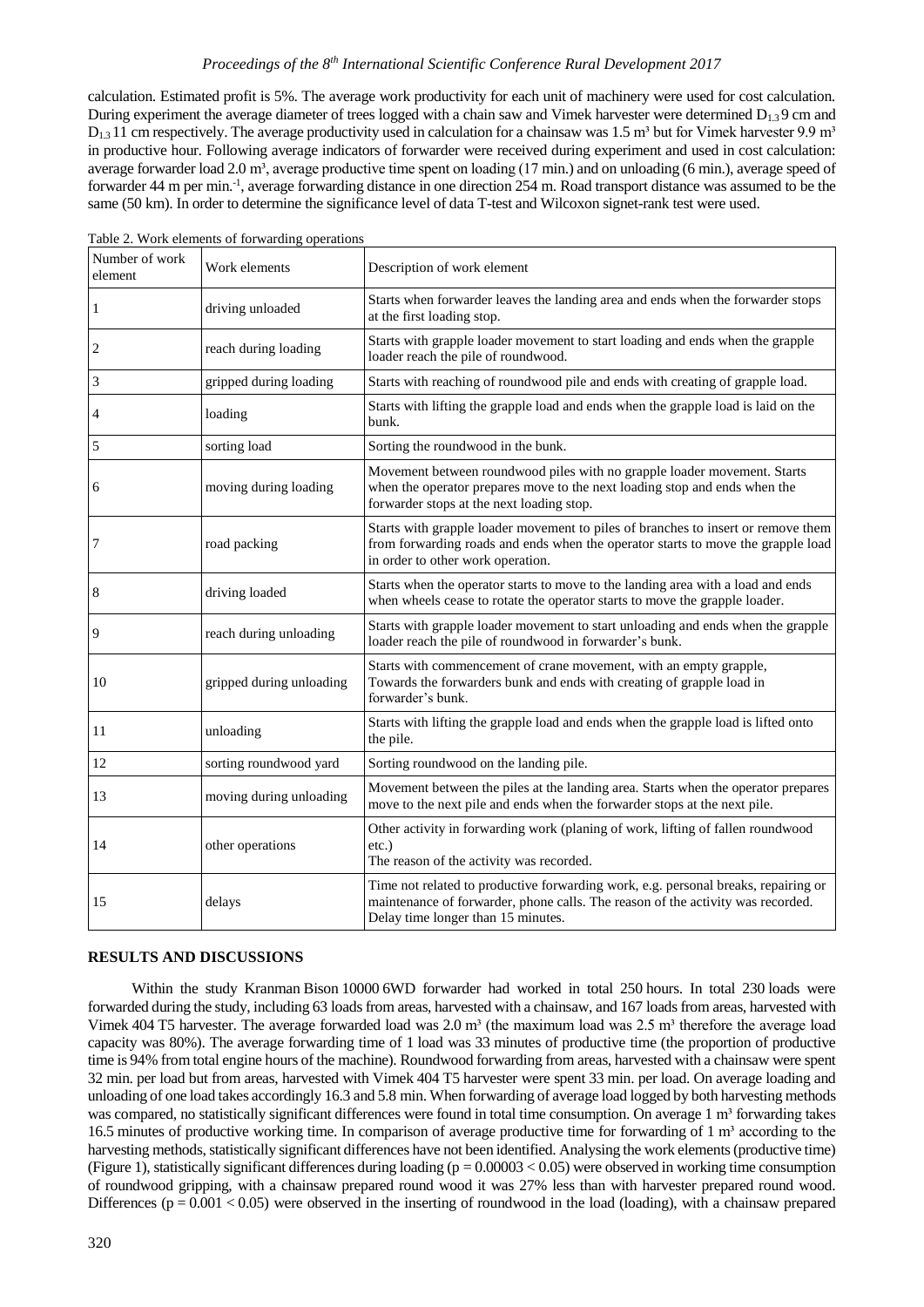calculation. Estimated profit is 5%. The average work productivity for each unit of machinery were used for cost calculation. During experiment the average diameter of trees logged with a chain saw and Vimek harvester were determined $D_{1.3}$ 9 cm and $D_{1.3}$ 11 cm respectively. The average productivity used in calculation for a chainsaw was 1.5 m³ but for Vimek harvester 9.9 m³ in productive hour. Following average indicators of forwarder were received during experiment and used in cost calculation: average forwarder load 2.0 m³, average productive time spent on loading (17 min.) and on unloading (6 min.), average speed of forwarder 44 m per min.$^{-1}$, average forwarding distance in one direction 254 m. Road transport distance was assumed to be the same (50 km). In order to determine the significance level of data T-test and Wilcoxon signet-rank test were used.

Table 2. Work elements of forwarding operations

| Number of work element | Work elements | Description of work element |
|---|---|---|
| 1 | driving unloaded | Starts when forwarder leaves the landing area and ends when the forwarder stops at the first loading stop. |
| 2 | reach during loading | Starts with grapple loader movement to start loading and ends when the grapple loader reach the pile of roundwood. |
| 3 | gripped during loading | Starts with reaching of roundwood pile and ends with creating of grapple load. |
| 4 | loading | Starts with lifting the grapple load and ends when the grapple load is laid on the bunk. |
| 5 | sorting load | Sorting the roundwood in the bunk. |
| 6 | moving during loading | Movement between roundwood piles with no grapple loader movement. Starts when the operator prepares move to the next loading stop and ends when the forwarder stops at the next loading stop. |
| 7 | road packing | Starts with grapple loader movement to piles of branches to insert or remove them from forwarding roads and ends when the operator starts to move the grapple load in order to other work operation. |
| 8 | driving loaded | Starts when the operator starts to move to the landing area with a load and ends when wheels cease to rotate the operator starts to move the grapple loader. |
| 9 | reach during unloading | Starts with grapple loader movement to start unloading and ends when the grapple loader reach the pile of roundwood in forwarder's bunk. |
| 10 | gripped during unloading | Starts with commencement of crane movement, with an empty grapple, Towards the forwarders bunk and ends with creating of grapple load in forwarder's bunk. |
| 11 | unloading | Starts with lifting the grapple load and ends when the grapple load is lifted onto the pile. |
| 12 | sorting roundwood yard | Sorting roundwood on the landing pile. |
| 13 | moving during unloading | Movement between the piles at the landing area. Starts when the operator prepares move to the next pile and ends when the forwarder stops at the next pile. |
| 14 | other operations | Other activity in forwarding work (planing of work, lifting of fallen roundwood etc.) The reason of the activity was recorded. |
| 15 | delays | Time not related to productive forwarding work, e.g. personal breaks, repairing or maintenance of forwarder, phone calls. The reason of the activity was recorded. Delay time longer than 15 minutes. |

## RESULTS AND DISCUSSIONS

Within the study Kranman Bison 10000 6WD forwarder had worked in total 250 hours. In total 230 loads were forwarded during the study, including 63 loads from areas, harvested with a chainsaw, and 167 loads from areas, harvested with Vimek 404 T5 harvester. The average forwarded load was 2.0 m³ (the maximum load was 2.5 m³ therefore the average load capacity was 80%). The average forwarding time of 1 load was 33 minutes of productive time (the proportion of productive time is 94% from total engine hours of the machine). Roundwood forwarding from areas, harvested with a chainsaw were spent 32 min. per load but from areas, harvested with Vimek 404 T5 harvester were spent 33 min. per load. On average loading and unloading of one load takes accordingly 16.3 and 5.8 min. When forwarding of average load logged by both harvesting methods was compared, no statistically significant differences were found in total time consumption. On average 1 m³ forwarding takes 16.5 minutes of productive working time. In comparison of average productive time for forwarding of 1 m³ according to the harvesting methods, statistically significant differences have not been identified. Analysing the work elements (productive time) (Figure 1), statistically significant differences during loading ($p = 0.00003 < 0.05$) were observed in working time consumption of roundwood gripping, with a chainsaw prepared round wood it was 27% less than with harvester prepared round wood. Differences ($p = 0.001 < 0.05$) were observed in the inserting of roundwood in the load (loading), with a chainsaw prepared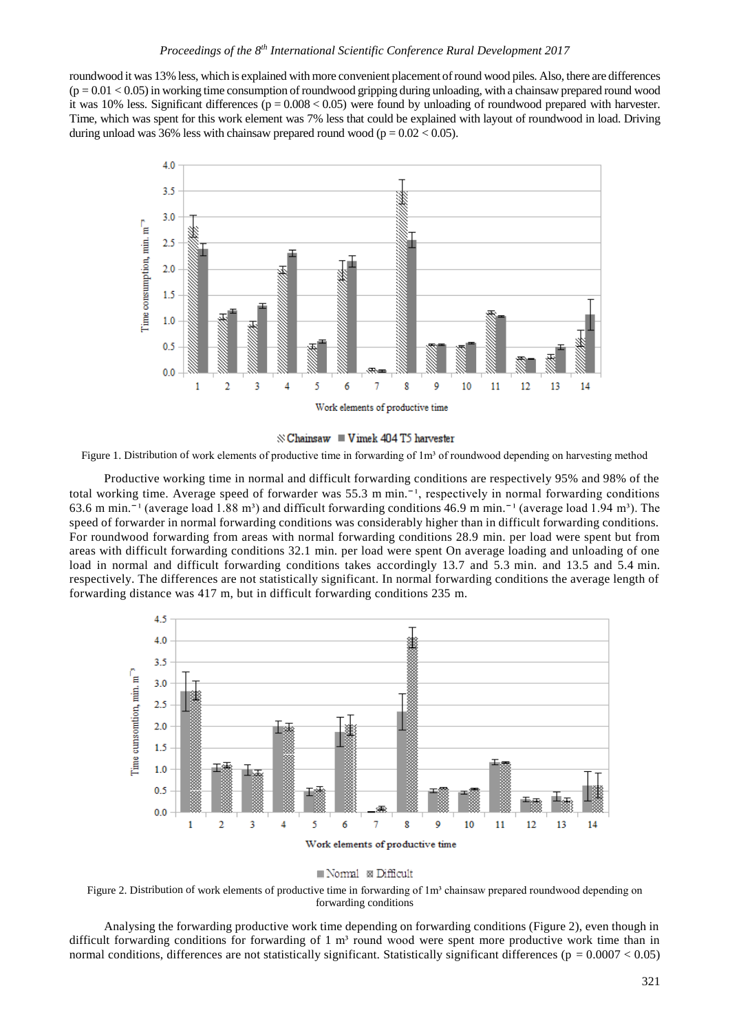roundwood it was 13% less, which is explained with more convenient placement of round wood piles. Also, there are differences ($p = 0.01 < 0.05$) in working time consumption of roundwood gripping during unloading, with a chainsaw prepared round wood it was 10% less. Significant differences ($p = 0.008 < 0.05$) were found by unloading of roundwood prepared with harvester. Time, which was spent for this work element was 7% less that could be explained with layout of roundwood in load. Driving during unload was 36% less with chainsaw prepared round wood ($p = 0.02 < 0.05$).

Figure 1. Distribution of work elements of productive time in forwarding of 1m³ of roundwood depending on harvesting method

Productive working time in normal and difficult forwarding conditions are respectively 95% and 98% of the total working time. Average speed of forwarder was 55.3 m min.$^{-1}$, respectively in normal forwarding conditions 63.6 m min.$^{-1}$ (average load 1.88 m³) and difficult forwarding conditions 46.9 m min.$^{-1}$ (average load 1.94 m³). The speed of forwarder in normal forwarding conditions was considerably higher than in difficult forwarding conditions. For roundwood forwarding from areas with normal forwarding conditions 28.9 min. per load were spent but from areas with difficult forwarding conditions 32.1 min. per load were spent On average loading and unloading of one load in normal and difficult forwarding conditions takes accordingly 13.7 and 5.3 min. and 13.5 and 5.4 min. respectively. The differences are not statistically significant. In normal forwarding conditions the average length of forwarding distance was 417 m, but in difficult forwarding conditions 235 m.

Figure 2. Distribution of work elements of productive time in forwarding of 1m³ chainsaw prepared roundwood depending on forwarding conditions

Analysing the forwarding productive work time depending on forwarding conditions (Figure 2), even though in difficult forwarding conditions for forwarding of 1 m³ round wood were spent more productive work time than in normal conditions, differences are not statistically significant. Statistically significant differences ($p = 0.0007 < 0.05$)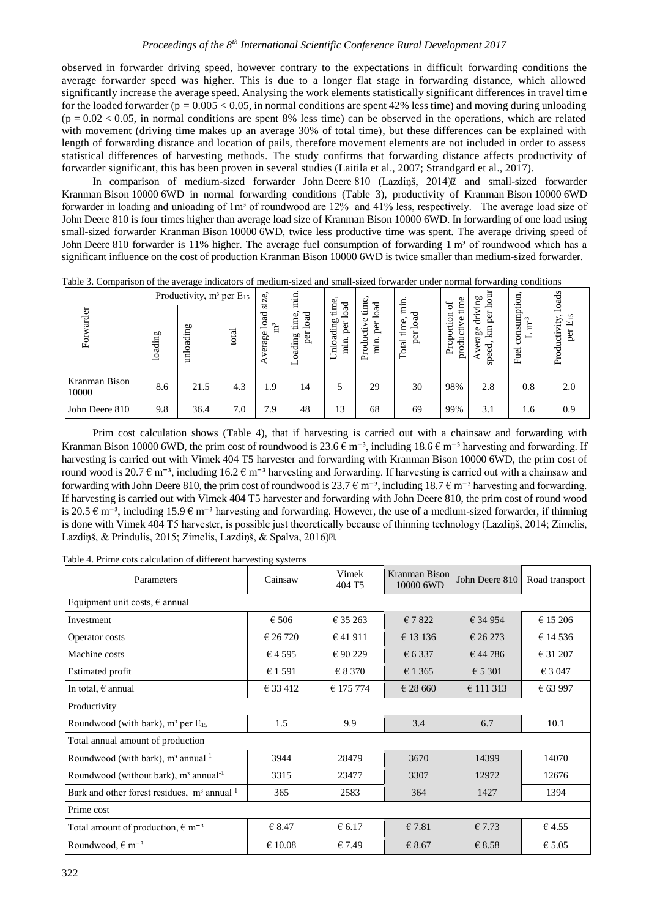observed in forwarder driving speed, however contrary to the expectations in difficult forwarding conditions the average forwarder speed was higher. This is due to a longer flat stage in forwarding distance, which allowed significantly increase the average speed. Analysing the work elements statistically significant differences in travel time for the loaded forwarder ($p = 0.005 < 0.05$, in normal conditions are spent 42% less time) and moving during unloading ($p = 0.02 < 0.05$, in normal conditions are spent 8% less time) can be observed in the operations, which are related with movement (driving time makes up an average 30% of total time), but these differences can be explained with length of forwarding distance and location of pails, therefore movement elements are not included in order to assess statistical differences of harvesting methods. The study confirms that forwarding distance affects productivity of forwarder significant, this has been proven in several studies (Laitila et al., 2007; Strandgard et al., 2017).

In comparison of medium-sized forwarder John Deere 810 (Lazdiņš, 2014) and small-sized forwarder Kranman Bison 10000 6WD in normal forwarding conditions (Table 3), productivity of Kranman Bison 10000 6WD forwarder in loading and unloading of 1m³ of roundwood are 12% and 41% less, respectively. The average load size of John Deere 810 is four times higher than average load size of Kranman Bison 10000 6WD. In forwarding of one load using small-sized forwarder Kranman Bison 10000 6WD, twice less productive time was spent. The average driving speed of John Deere 810 forwarder is 11% higher. The average fuel consumption of forwarding 1 m³ of roundwood which has a significant influence on the cost of production Kranman Bison 10000 6WD is twice smaller than medium-sized forwarder.

Table 3. Comparison of the average indicators of medium-sized and small-sized forwarder under normal forwarding conditions

| Forwarder | Productivity, m³ per $E_{15}$ | | | Average load size, m³ | Loading time, min. per load | Unloading time, min. per load | Productive time, min. per load | Total time, min. per load | Proportion of productive time | Average driving speed, km per hour | Fuel consumption, L m⁻³ | Productivity, loads per $E_{15}$ |
|---|---|---|---|---|---|---|---|---|---|---|---|---|
| | loading | unloading | total | | | | | | | | | |
| Kranman Bison 10000 | 8.6 | 21.5 | 4.3 | 1.9 | 14 | 5 | 29 | 30 | 98% | 2.8 | 0.8 | 2.0 |
| John Deere 810 | 9.8 | 36.4 | 7.0 | 7.9 | 48 | 13 | 68 | 69 | 99% | 3.1 | 1.6 | 0.9 |

Prim cost calculation shows (Table 4), that if harvesting is carried out with a chainsaw and forwarding with Kranman Bison 10000 6WD, the prim cost of roundwood is 23.6 € m⁻³, including 18.6 € m⁻³ harvesting and forwarding. If harvesting is carried out with Vimek 404 T5 harvester and forwarding with Kranman Bison 10000 6WD, the prim cost of round wood is 20.7 € m⁻³, including 16.2 € m⁻³ harvesting and forwarding. If harvesting is carried out with a chainsaw and forwarding with John Deere 810, the prim cost of roundwood is 23.7 € m⁻³, including 18.7 € m⁻³ harvesting and forwarding. If harvesting is carried out with Vimek 404 T5 harvester and forwarding with John Deere 810, the prim cost of round wood is 20.5 € m⁻³, including 15.9 € m⁻³ harvesting and forwarding. However, the use of a medium-sized forwarder, if thinning is done with Vimek 404 T5 harvester, is possible just theoretically because of thinning technology (Lazdiņš, 2014; Zimelis, Lazdiņš, & Prindulis, 2015; Zimelis, Lazdiņš, & Spalva, 2016).

Table 4. Prime cots calculation of different harvesting systems

| Parameters | Cainsaw | Vimek 404 T5 | Kranman Bison 10000 6WD | John Deere 810 | Road transport |
|---|---|---|---|---|---|
| Equipment unit costs, € annual | | | | | |
| Investment | € 506 | € 35 263 | € 7 822 | € 34 954 | € 15 206 |
| Operator costs | € 26 720 | € 41 911 | € 13 136 | € 26 273 | € 14 536 |
| Machine costs | € 4 595 | € 90 229 | € 6 337 | € 44 786 | € 31 207 |
| Estimated profit | € 1 591 | € 8 370 | € 1 365 | € 5 301 | € 3 047 |
| In total, € annual | € 33 412 | € 175 774 | € 28 660 | € 111 313 | € 63 997 |
| Productivity | | | | | |
| Roundwood (with bark), m³ per $E_{15}$ | 1.5 | 9.9 | 3.4 | 6.7 | 10.1 |
| Total annual amount of production | | | | | |
| Roundwood (with bark), m³ annual⁻¹ | 3944 | 28479 | 3670 | 14399 | 14070 |
| Roundwood (without bark), m³ annual⁻¹ | 3315 | 23477 | 3307 | 12972 | 12676 |
| Bark and other forest residues, m³ annual⁻¹ | 365 | 2583 | 364 | 1427 | 1394 |
| Prime cost | | | | | |
| Total amount of production, € m⁻³ | € 8.47 | € 6.17 | € 7.81 | € 7.73 | € 4.55 |
| Roundwood, € m⁻³ | € 10.08 | € 7.49 | € 8.67 | € 8.58 | € 5.05 |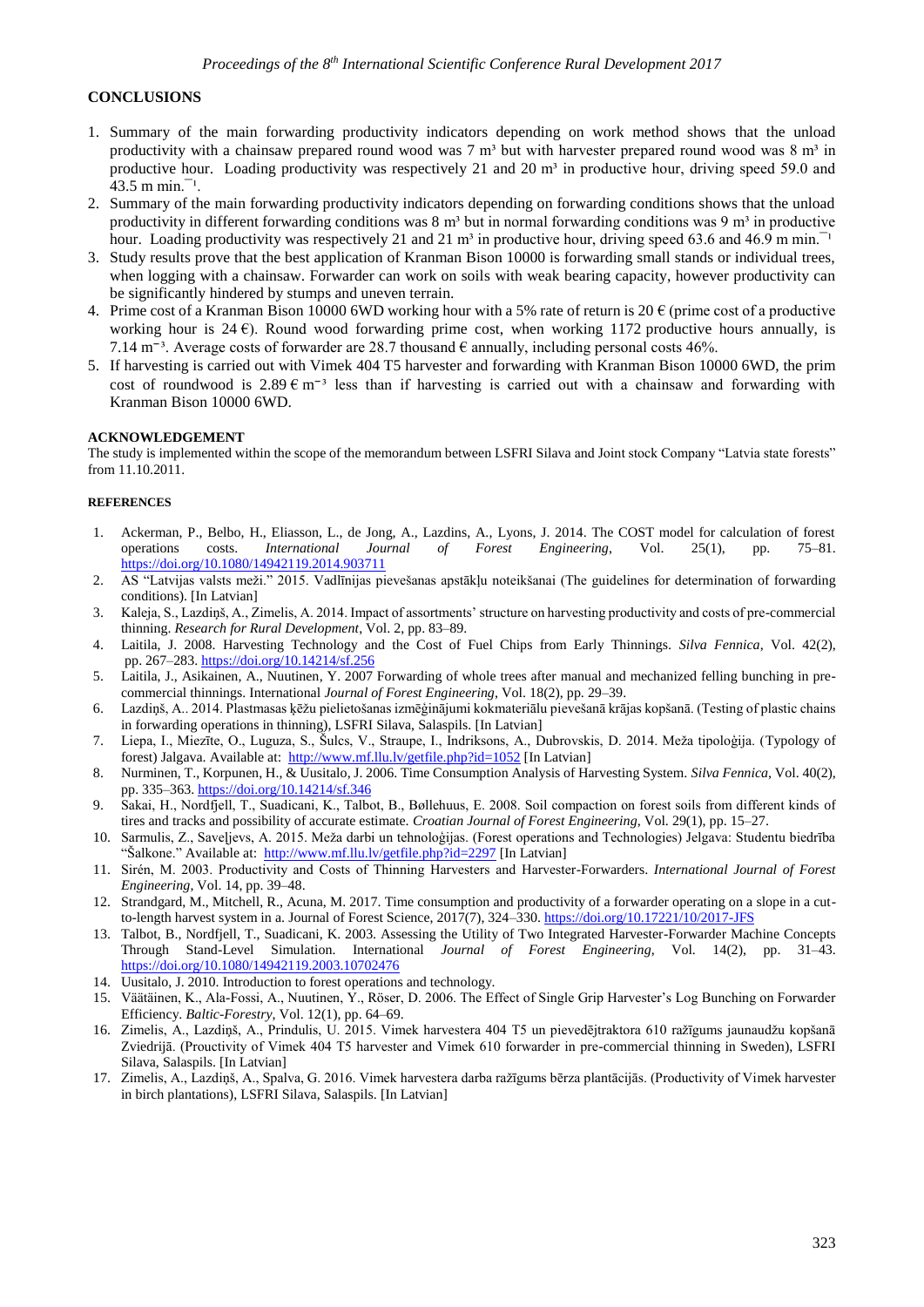## CONCLUSIONS

1. Summary of the main forwarding productivity indicators depending on work method shows that the unload productivity with a chainsaw prepared round wood was 7 $m^3$ but with harvester prepared round wood was 8 $m^3$ in productive hour. Loading productivity was respectively 21 and 20 $m^3$ in productive hour, driving speed 59.0 and 43.5 m $min^{-1}$.
2. Summary of the main forwarding productivity indicators depending on forwarding conditions shows that the unload productivity in different forwarding conditions was 8 $m^3$ but in normal forwarding conditions was 9 $m^3$ in productive hour. Loading productivity was respectively 21 and 21 $m^3$ in productive hour, driving speed 63.6 and 46.9 m $min^{-1}$
3. Study results prove that the best application of Kranman Bison 10000 is forwarding small stands or individual trees, when logging with a chainsaw. Forwarder can work on soils with weak bearing capacity, however productivity can be significantly hindered by stumps and uneven terrain.
4. Prime cost of a Kranman Bison 10000 6WD working hour with a 5% rate of return is 20 € (prime cost of a productive working hour is 24 €). Round wood forwarding prime cost, when working 1172 productive hours annually, is 7.14 $m^{-3}$. Average costs of forwarder are 28.7 thousand € annually, including personal costs 46%.
5. If harvesting is carried out with Vimek 404 T5 harvester and forwarding with Kranman Bison 10000 6WD, the prim cost of roundwood is 2.89 € $m^{-3}$ less than if harvesting is carried out with a chainsaw and forwarding with Kranman Bison 10000 6WD.

### ACKNOWLEDGEMENT

The study is implemented within the scope of the memorandum between LSFRI Silava and Joint stock Company "Latvia state forests" from 11.10.2011.

### REFERENCES

1. Ackerman, P., Belbo, H., Eliasson, L., de Jong, A., Lazdins, A., Lyons, J. 2014. The COST model for calculation of forest operations costs. *International Journal of Forest Engineering*, Vol. 25(1), pp. 75–81. https://doi.org/10.1080/14942119.2014.903711
2. AS "Latvijas valsts meži." 2015. Vadlīnijas pievešanas apstākļu noteikšanai (The guidelines for determination of forwarding conditions). [In Latvian]
3. Kaleja, S., Lazdiņš, A., Zimelis, A. 2014. Impact of assortments' structure on harvesting productivity and costs of pre-commercial thinning. *Research for Rural Development*, Vol. 2, pp. 83–89.
4. Laitila, J. 2008. Harvesting Technology and the Cost of Fuel Chips from Early Thinnings. *Silva Fennica*, Vol. 42(2), pp. 267–283. https://doi.org/10.14214/sf.256
5. Laitila, J., Asikainen, A., Nuutinen, Y. 2007 Forwarding of whole trees after manual and mechanized felling bunching in pre-commercial thinnings. International *Journal of Forest Engineering*, Vol. 18(2), pp. 29–39.
6. Lazdiņš, A.. 2014. Plastmasas ķēžu pielietošanas izmēģinājumi kokmateriālu pievešanā krājas kopšanā. (Testing of plastic chains in forwarding operations in thinning), LSFRI Silava, Salaspils. [In Latvian]
7. Liepa, I., Miezīte, O., Luguza, S., Šulcs, V., Straupe, I., Indriksons, A., Dubrovskis, D. 2014. Meža tipoloģija. (Typology of forest) Jalgava. Available at: http://www.mf.llu.lv/getfile.php?id=1052 [In Latvian]
8. Nurminen, T., Korpunen, H., & Uusitalo, J. 2006. Time Consumption Analysis of Harvesting System. *Silva Fennica*, Vol. 40(2), pp. 335–363. https://doi.org/10.14214/sf.346
9. Sakai, H., Nordfjell, T., Suadicani, K., Talbot, B., Bøllehuus, E. 2008. Soil compaction on forest soils from different kinds of tires and tracks and possibility of accurate estimate. *Croatian Journal of Forest Engineering*, Vol. 29(1), pp. 15–27.
10. Sarmulis, Z., Saveļjevs, A. 2015. Meža darbi un tehnoloģijas. (Forest operations and Technologies) Jelgava: Studentu biedrība "Šalkone." Available at: http://www.mf.llu.lv/getfile.php?id=2297 [In Latvian]
11. Sirén, M. 2003. Productivity and Costs of Thinning Harvesters and Harvester-Forwarders. *International Journal of Forest Engineering*, Vol. 14, pp. 39–48.
12. Strandgard, M., Mitchell, R., Acuna, M. 2017. Time consumption and productivity of a forwarder operating on a slope in a cut-to-length harvest system in a. Journal of Forest Science, 2017(7), 324–330. https://doi.org/10.17221/10/2017-JFS
13. Talbot, B., Nordfjell, T., Suadicani, K. 2003. Assessing the Utility of Two Integrated Harvester-Forwarder Machine Concepts Through Stand-Level Simulation. International *Journal of Forest Engineering*, Vol. 14(2), pp. 31–43. https://doi.org/10.1080/14942119.2003.10702476
14. Uusitalo, J. 2010. Introduction to forest operations and technology.
15. Väätäinen, K., Ala-Fossi, A., Nuutinen, Y., Röser, D. 2006. The Effect of Single Grip Harvester's Log Bunching on Forwarder Efficiency. *Baltic-Forestry*, Vol. 12(1), pp. 64–69.
16. Zimelis, A., Lazdiņš, A., Prindulis, U. 2015. Vimek harvestera 404 T5 un pievedējtraktora 610 ražīgums jaunaudžu kopšanā Zviedrijā. (Prouctivity of Vimek 404 T5 harvester and Vimek 610 forwarder in pre-commercial thinning in Sweden), LSFRI Silava, Salaspils. [In Latvian]
17. Zimelis, A., Lazdiņš, A., Spalva, G. 2016. Vimek harvestera darba ražīgums bērza plantācijās. (Productivity of Vimek harvester in birch plantations), LSFRI Silava, Salaspils. [In Latvian]